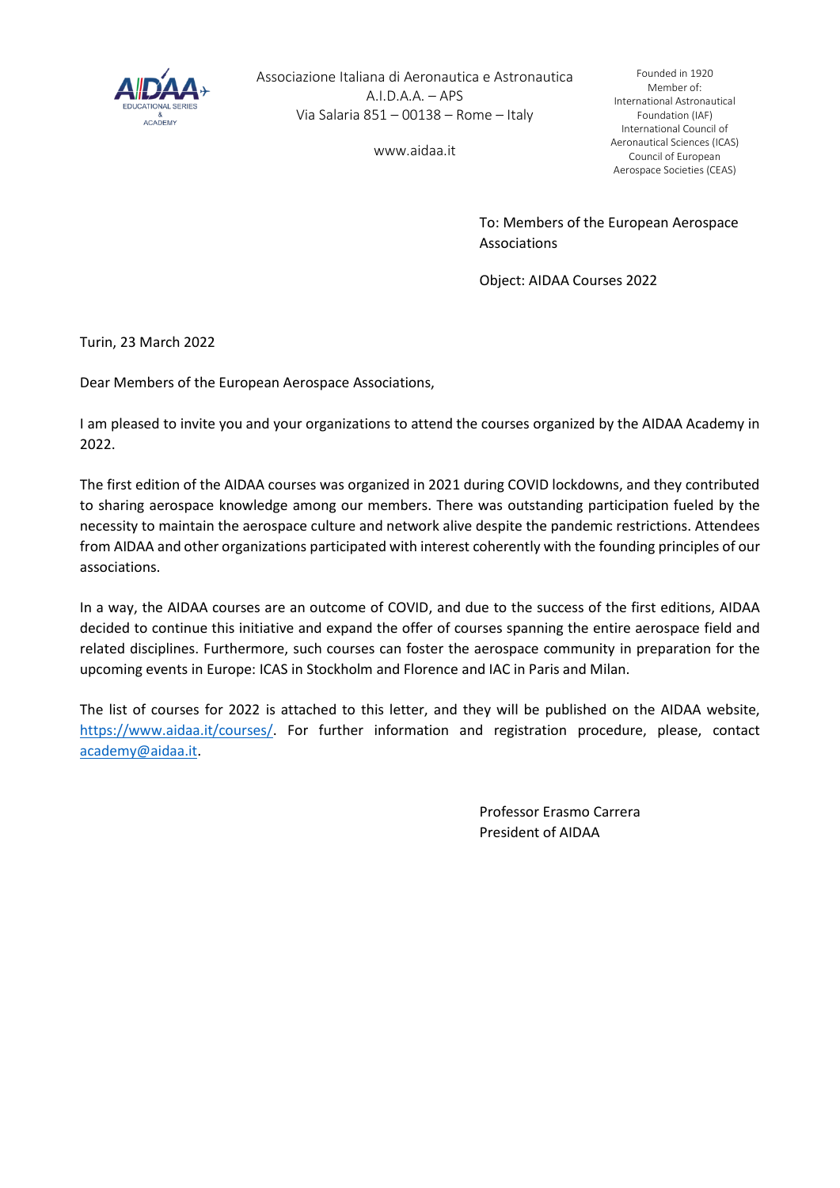Associazione Italiana di Aeronautica e Astronautica
A.I.D.A.A. – APS
Via Salaria 851 – 00138 – Rome – Italy

www.aidaa.it

Founded in 1920
Member of:
International Astronautical Foundation (IAF)
International Council of Aeronautical Sciences (ICAS)
Council of European Aerospace Societies (CEAS)

To: Members of the European Aerospace Associations

Object: AIDAA Courses 2022

Turin, 23 March 2022

Dear Members of the European Aerospace Associations,

I am pleased to invite you and your organizations to attend the courses organized by the AIDAA Academy in 2022.

The first edition of the AIDAA courses was organized in 2021 during COVID lockdowns, and they contributed to sharing aerospace knowledge among our members. There was outstanding participation fueled by the necessity to maintain the aerospace culture and network alive despite the pandemic restrictions. Attendees from AIDAA and other organizations participated with interest coherently with the founding principles of our associations.

In a way, the AIDAA courses are an outcome of COVID, and due to the success of the first editions, AIDAA decided to continue this initiative and expand the offer of courses spanning the entire aerospace field and related disciplines. Furthermore, such courses can foster the aerospace community in preparation for the upcoming events in Europe: ICAS in Stockholm and Florence and IAC in Paris and Milan.

The list of courses for 2022 is attached to this letter, and they will be published on the AIDAA website, [https://www.aidaa.it/courses/](https://www.aidaa.it/courses/). For further information and registration procedure, please, contact [academy@aidaa.it](mailto:academy@aidaa.it).

Professor Erasmo Carrera
President of AIDAA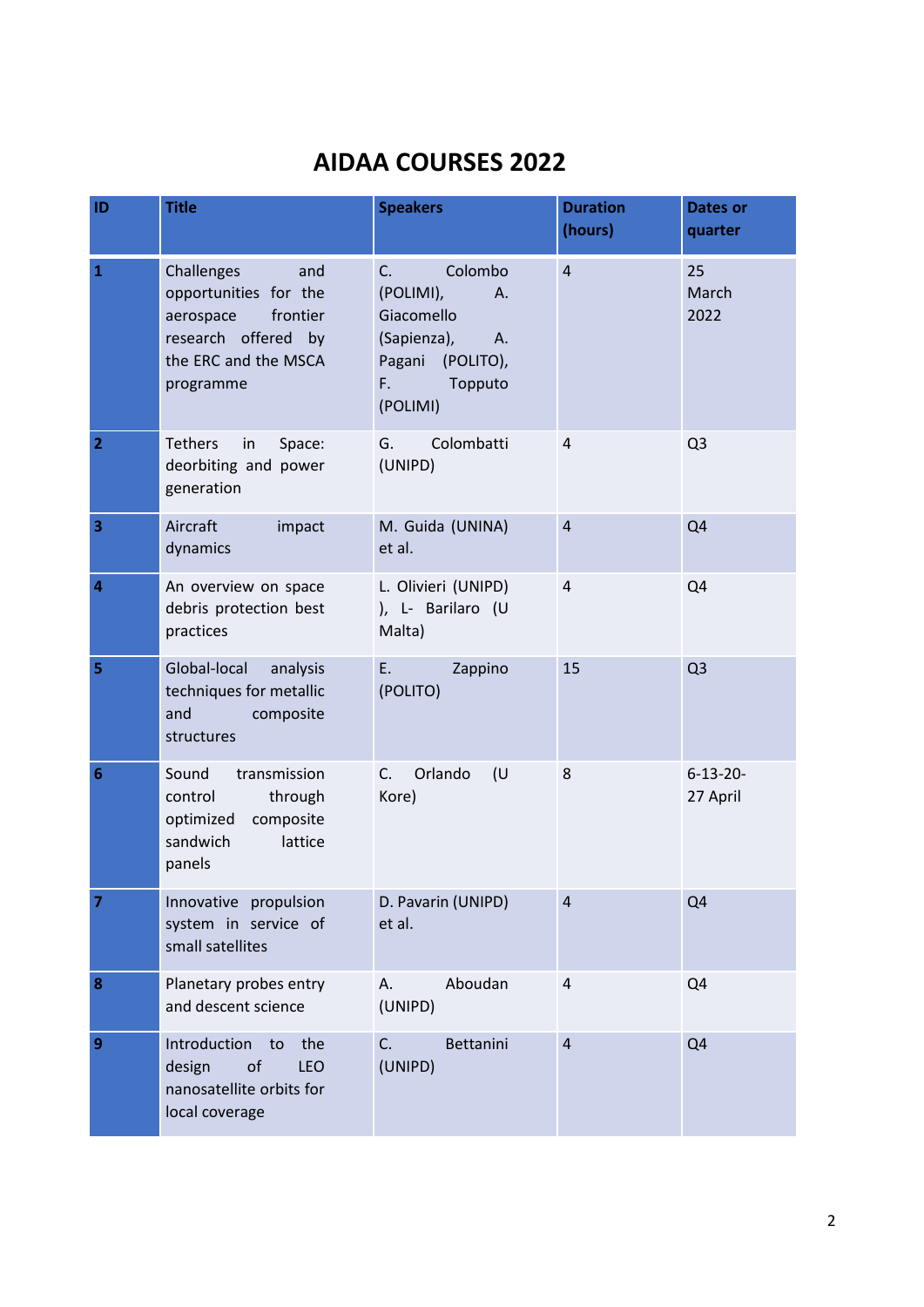# AIDAA COURSES 2022

| ID | Title | Speakers | Duration (hours) | Dates or quarter |
|---|---|---|---|---|
| **1** | Challenges and opportunities for the aerospace frontier research offered by the ERC and the MSCA programme | C. Colombo (POLIMI), A. Giacomello (Sapienza), A. Pagani (POLITO), F. Topputo (POLIMI) | 4 | 25 March 2022 |
| **2** | Tethers in Space: deorbiting and power generation | G. Colombatti (UNIPD) | 4 | Q3 |
| **3** | Aircraft impact dynamics | M. Guida (UNINA) et al. | 4 | Q4 |
| **4** | An overview on space debris protection best practices | L. Olivieri (UNIPD) ), L- Barilaro (U Malta) | 4 | Q4 |
| **5** | Global-local analysis techniques for metallic and composite structures | E. Zappino (POLITO) | 15 | Q3 |
| **6** | Sound transmission control through optimized composite sandwich lattice panels | C. Orlando (U Kore) | 8 | 6-13-20-27 April |
| **7** | Innovative propulsion system in service of small satellites | D. Pavarin (UNIPD) et al. | 4 | Q4 |
| **8** | Planetary probes entry and descent science | A. Aboudan (UNIPD) | 4 | Q4 |
| **9** | Introduction to the design of LEO nanosatellite orbits for local coverage | C. Bettanini (UNIPD) | 4 | Q4 |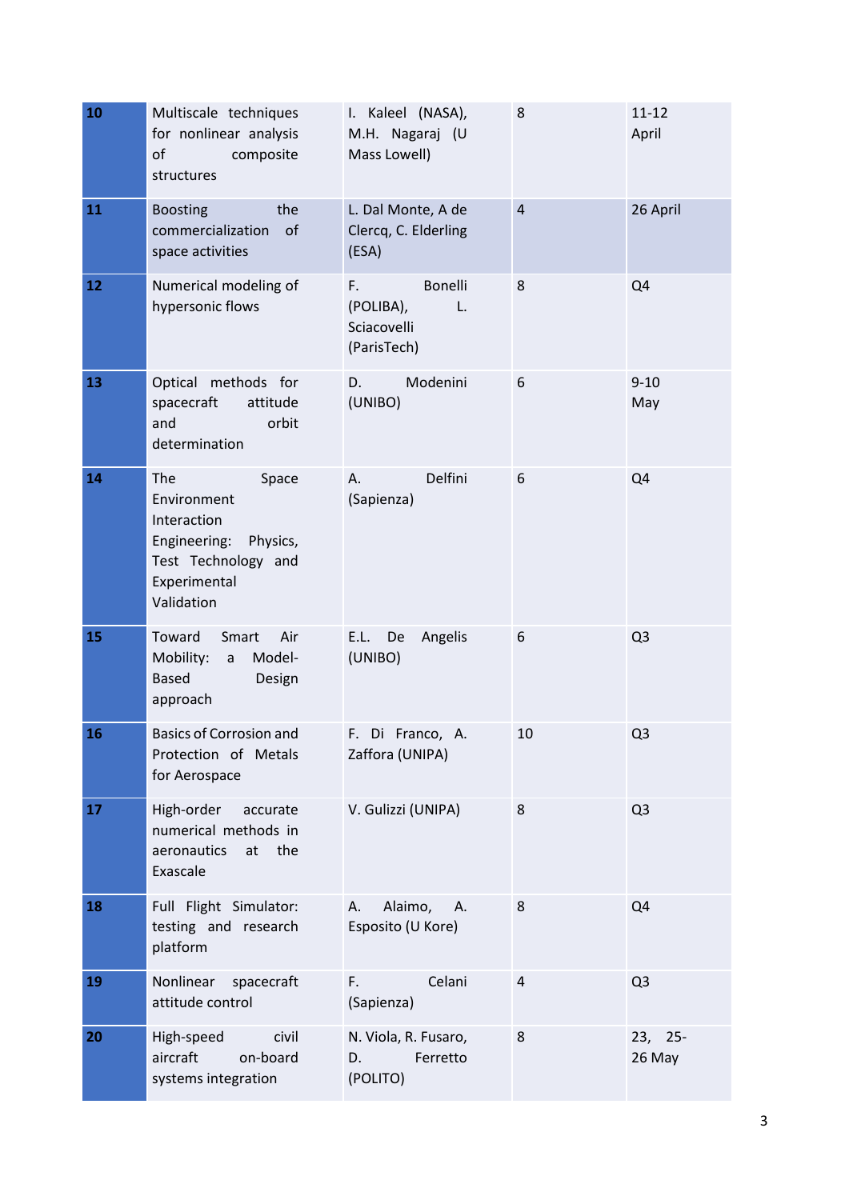| | | | | |
|---|---|---|---|---|
| **10** | Multiscale techniques for nonlinear analysis of composite structures | I. Kaleel (NASA), M.H. Nagaraj (U Mass Lowell) | 8 | 11-12 April |
| **11** | Boosting the commercialization of space activities | L. Dal Monte, A de Clercq, C. Elderling (ESA) | 4 | 26 April |
| **12** | Numerical modeling of hypersonic flows | F. Bonelli (POLIBA), L. Sciacovelli (ParisTech) | 8 | Q4 |
| **13** | Optical methods for spacecraft attitude and orbit determination | D. Modenini (UNIBO) | 6 | 9-10 May |
| **14** | The Space Environment Interaction Engineering: Physics, Test Technology and Experimental Validation | A. Delfini (Sapienza) | 6 | Q4 |
| **15** | Toward Smart Air Mobility: a Model-Based Design approach | E.L. De Angelis (UNIBO) | 6 | Q3 |
| **16** | Basics of Corrosion and Protection of Metals for Aerospace | F. Di Franco, A. Zaffora (UNIPA) | 10 | Q3 |
| **17** | High-order accurate numerical methods in aeronautics at the Exascale | V. Gulizzi (UNIPA) | 8 | Q3 |
| **18** | Full Flight Simulator: testing and research platform | A. Alaimo, A. Esposito (U Kore) | 8 | Q4 |
| **19** | Nonlinear spacecraft attitude control | F. Celani (Sapienza) | 4 | Q3 |
| **20** | High-speed civil aircraft on-board systems integration | N. Viola, R. Fusaro, D. Ferretto (POLITO) | 8 | 23, 25-26 May |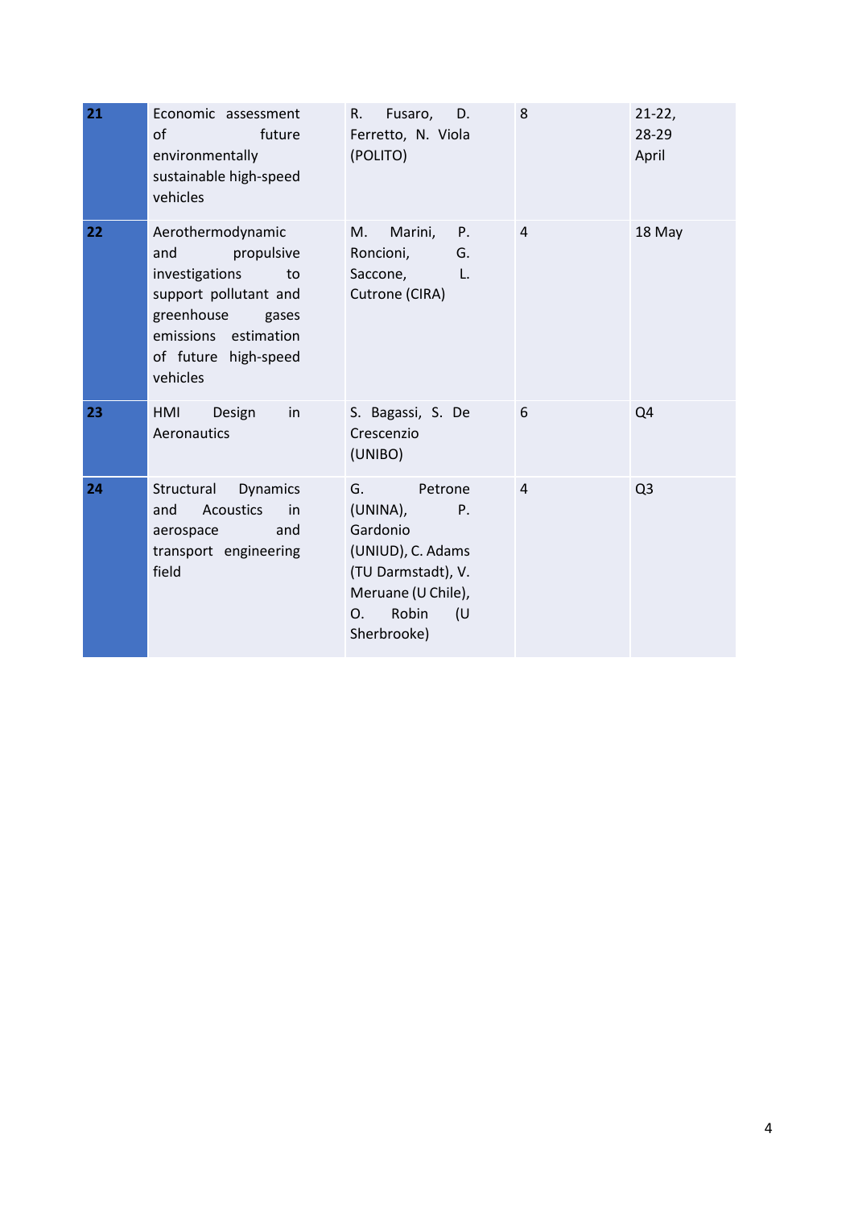| | | | | |
|---|---|---|---|---|
| **21** | Economic assessment of future environmentally sustainable high-speed vehicles | R. Fusaro, D. Ferretto, N. Viola (POLITO) | 8 | 21-22, 28-29 April |
| **22** | Aerothermodynamic and propulsive investigations to support pollutant and greenhouse gases emissions estimation of future high-speed vehicles | M. Marini, P. Roncioni, G. Saccone, L. Cutrone (CIRA) | 4 | 18 May |
| **23** | HMI Design in Aeronautics | S. Bagassi, S. De Crescenzio (UNIBO) | 6 | Q4 |
| **24** | Structural Dynamics and Acoustics in aerospace and transport engineering field | G. Petrone (UNINA), P. Gardonio (UNIUD), C. Adams (TU Darmstadt), V. Meruane (U Chile), O. Robin (U Sherbrooke) | 4 | Q3 |